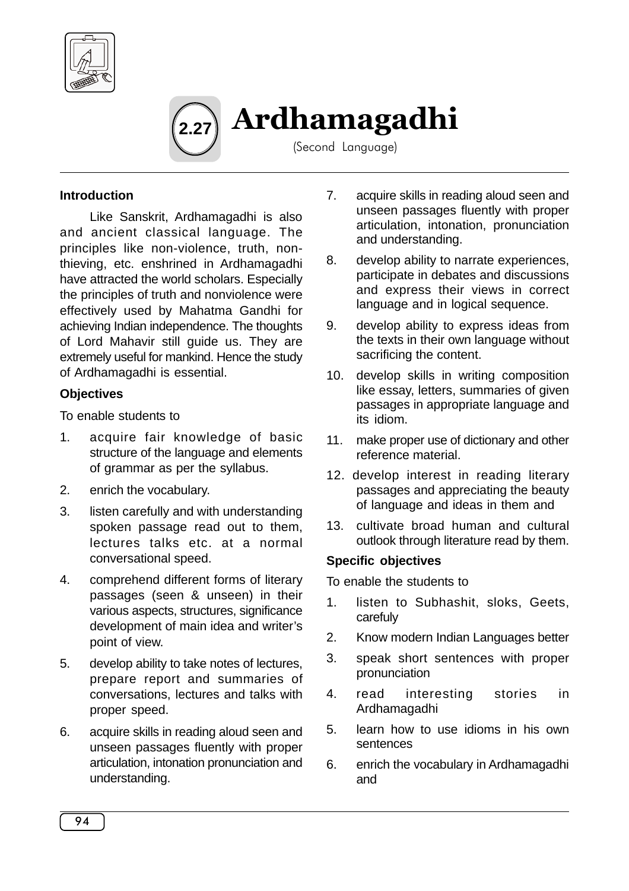# 2.27 Ardhamagadhi

(Second Language)

**Introduction**

Like Sanskrit, Ardhamagadhi is also and ancient classical language. The principles like non-violence, truth, non-thieving, etc. enshrined in Ardhamagadhi have attracted the world scholars. Especially the principles of truth and nonviolence were effectively used by Mahatma Gandhi for achieving Indian independence. The thoughts of Lord Mahavir still guide us. They are extremely useful for mankind. Hence the study of Ardhamagadhi is essential.

**Objectives**

To enable students to

1. acquire fair knowledge of basic structure of the language and elements of grammar as per the syllabus.
2. enrich the vocabulary.
3. listen carefully and with understanding spoken passage read out to them, lectures talks etc. at a normal conversational speed.
4. comprehend different forms of literary passages (seen & unseen) in their various aspects, structures, significance development of main idea and writer's point of view.
5. develop ability to take notes of lectures, prepare report and summaries of conversations, lectures and talks with proper speed.
6. acquire skills in reading aloud seen and unseen passages fluently with proper articulation, intonation pronunciation and understanding.
7. acquire skills in reading aloud seen and unseen passages fluently with proper articulation, intonation, pronunciation and understanding.
8. develop ability to narrate experiences, participate in debates and discussions and express their views in correct language and in logical sequence.
9. develop ability to express ideas from the texts in their own language without sacrificing the content.
10. develop skills in writing composition like essay, letters, summaries of given passages in appropriate language and its idiom.
11. make proper use of dictionary and other reference material.
12. develop interest in reading literary passages and appreciating the beauty of language and ideas in them and
13. cultivate broad human and cultural outlook through literature read by them.

**Specific objectives**

To enable the students to

1. listen to Subhashit, sloks, Geets, carefuly
2. Know modern Indian Languages better
3. speak short sentences with proper pronunciation
4. read interesting stories in Ardhamagadhi
5. learn how to use idioms in his own sentences
6. enrich the vocabulary in Ardhamagadhi and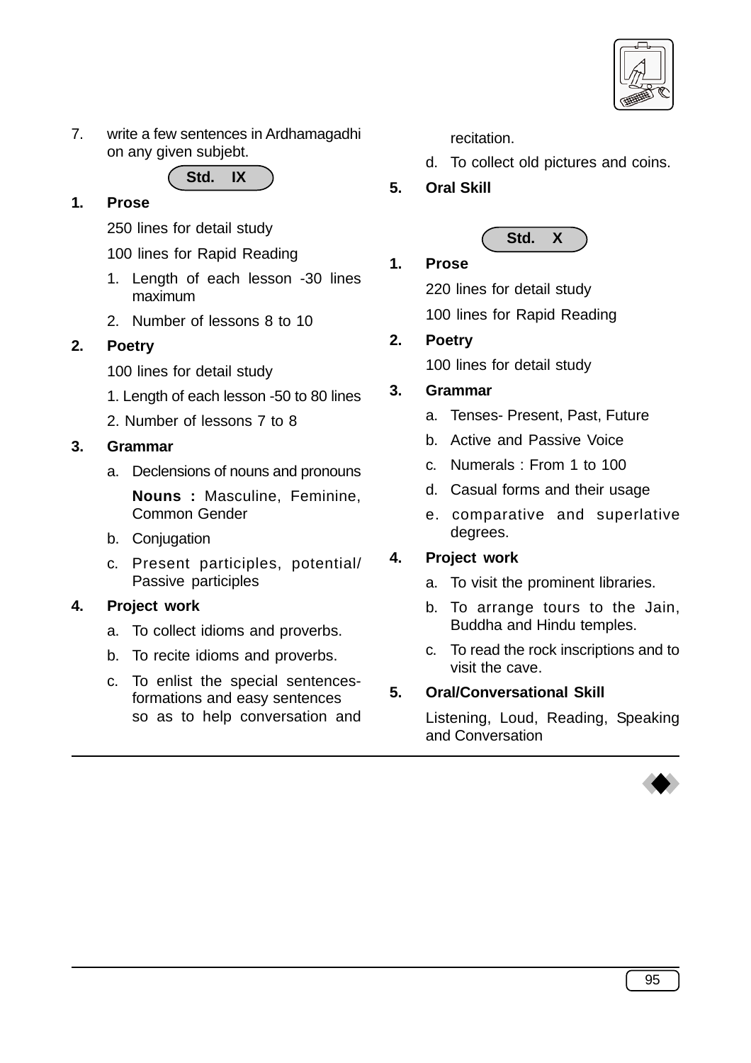7. write a few sentences in Ardhamagadhi on any given subjebt.

## Std. IX

**1. Prose**

250 lines for detail study

100 lines for Rapid Reading

1. Length of each lesson -30 lines maximum
2. Number of lessons 8 to 10

**2. Poetry**

100 lines for detail study

1. Length of each lesson -50 to 80 lines
2. Number of lessons 7 to 8

**3. Grammar**

a. Declensions of nouns and pronouns

   **Nouns :** Masculine, Feminine, Common Gender

b. Conjugation

c. Present participles, potential/ Passive participles

**4. Project work**

a. To collect idioms and proverbs.

b. To recite idioms and proverbs.

c. To enlist the special sentences-formations and easy sentences so as to help conversation and recitation.

d. To collect old pictures and coins.

**5. Oral Skill**

## Std. X

**1. Prose**

220 lines for detail study

100 lines for Rapid Reading

**2. Poetry**

100 lines for detail study

**3. Grammar**

a. Tenses- Present, Past, Future

b. Active and Passive Voice

c. Numerals : From 1 to 100

d. Casual forms and their usage

e. comparative and superlative degrees.

**4. Project work**

a. To visit the prominent libraries.

b. To arrange tours to the Jain, Buddha and Hindu temples.

c. To read the rock inscriptions and to visit the cave.

**5. Oral/Conversational Skill**

Listening, Loud, Reading, Speaking and Conversation